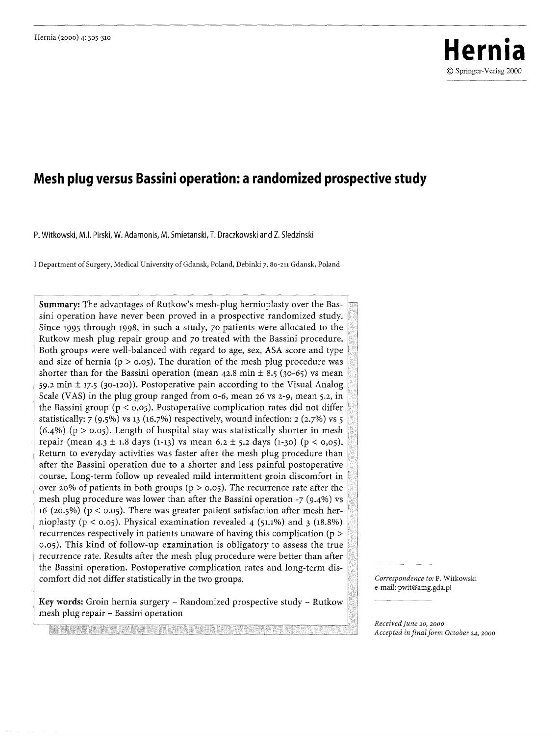# Mesh plug versus Bassini operation: a randomized prospective study

P. Witkowski, M.I. Pirski, W. Adamonis, M. Smietanski, T. Draczkowski and Z. Sledzinski

I Department of Surgery, Medical University of Gdansk, Poland, Debinki 7, 80-211 Gdansk, Poland

**Summary:** The advantages of Rutkow's mesh-plug hernioplasty over the Bassini operation have never been proved in a prospective randomized study. Since 1995 through 1998, in such a study, 70 patients were allocated to the Rutkow mesh plug repair group and 70 treated with the Bassini procedure. Both groups were well-balanced with regard to age, sex, ASA score and type and size of hernia ($p > 0.05$). The duration of the mesh plug procedure was shorter than for the Bassini operation (mean 42.8 min ± 8.5 (30-65) vs mean 59.2 min ± 17.5 (30-120)). Postoperative pain according to the Visual Analog Scale (VAS) in the plug group ranged from 0-6, mean 26 vs 2-9, mean 5.2, in the Bassini group ($p < 0.05$). Postoperative complication rates did not differ statistically: 7 (9.5%) vs 13 (16.7%) respectively, wound infection: 2 (2.7%) vs 5 (6.4%) ($p > 0.05$). Length of hospital stay was statistically shorter in mesh repair (mean 4.3 ± 1.8 days (1-13) vs mean 6.2 ± 5.2 days (1-30) ($p < 0{,}05$). Return to everyday activities was faster after the mesh plug procedure than after the Bassini operation due to a shorter and less painful postoperative course. Long-term follow up revealed mild intermittent groin discomfort in over 20% of patients in both groups ($p > 0.05$). The recurrence rate after the mesh plug procedure was lower than after the Bassini operation -7 (9.4%) vs 16 (20.5%) ($p < 0.05$). There was greater patient satisfaction after mesh hernioplasty ($p < 0.05$). Physical examination revealed 4 (51.1%) and 3 (18.8%) recurrences respectively in patients unaware of having this complication ($p > 0.05$). This kind of follow-up examination is obligatory to assess the true recurrence rate. Results after the mesh plug procedure were better than after the Bassini operation. Postoperative complication rates and long-term discomfort did not differ statistically in the two groups.

**Key words:** Groin hernia surgery – Randomized prospective study – Rutkow mesh plug repair – Bassini operation

*Correspondence to:* P. Witkowski
e-mail: pwit@amg.gda.pl

*Received June 20, 2000*
*Accepted in final form October 24, 2000*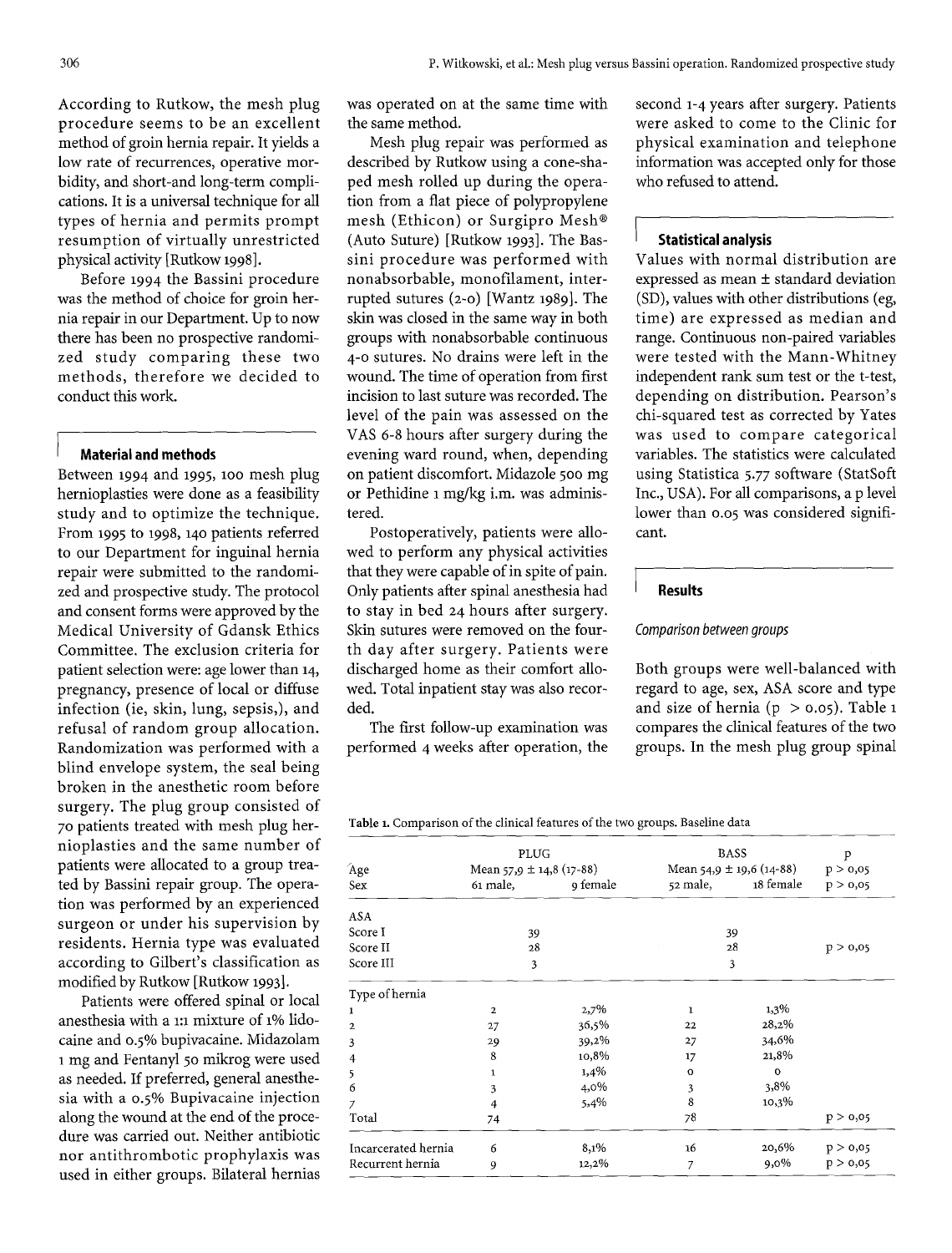According to Rutkow, the mesh plug procedure seems to be an excellent method of groin hernia repair. It yields a low rate of recurrences, operative morbidity, and short-and long-term complications. It is a universal technique for all types of hernia and permits prompt resumption of virtually unrestricted physical activity [Rutkow 1998].

Before 1994 the Bassini procedure was the method of choice for groin hernia repair in our Department. Up to now there has been no prospective randomized study comparing these two methods, therefore we decided to conduct this work.

## Material and methods

Between 1994 and 1995, 100 mesh plug hernioplasties were done as a feasibility study and to optimize the technique. From 1995 to 1998, 140 patients referred to our Department for inguinal hernia repair were submitted to the randomized and prospective study. The protocol and consent forms were approved by the Medical University of Gdansk Ethics Committee. The exclusion criteria for patient selection were: age lower than 14, pregnancy, presence of local or diffuse infection (ie, skin, lung, sepsis,), and refusal of random group allocation. Randomization was performed with a blind envelope system, the seal being broken in the anesthetic room before surgery. The plug group consisted of 70 patients treated with mesh plug hernioplasties and the same number of patients were allocated to a group treated by Bassini repair group. The operation was performed by an experienced surgeon or under his supervision by residents. Hernia type was evaluated according to Gilbert's classification as modified by Rutkow [Rutkow 1993].

Patients were offered spinal or local anesthesia with a 1:1 mixture of 1% lidocaine and 0.5% bupivacaine. Midazolam 1 mg and Fentanyl 50 mikrog were used as needed. If preferred, general anesthesia with a 0.5% Bupivacaine injection along the wound at the end of the procedure was carried out. Neither antibiotic nor antithrombotic prophylaxis was used in either groups. Bilateral hernias was operated on at the same time with the same method.

Mesh plug repair was performed as described by Rutkow using a cone-shaped mesh rolled up during the operation from a flat piece of polypropylene mesh (Ethicon) or Surgipro Mesh® (Auto Suture) [Rutkow 1993]. The Bassini procedure was performed with nonabsorbable, monofilament, interrupted sutures (2-0) [Wantz 1989]. The skin was closed in the same way in both groups with nonabsorbable continuous 4-0 sutures. No drains were left in the wound. The time of operation from first incision to last suture was recorded. The level of the pain was assessed on the VAS 6-8 hours after surgery during the evening ward round, when, depending on patient discomfort. Midazole 500 mg or Pethidine 1 mg/kg i.m. was administered.

Postoperatively, patients were allowed to perform any physical activities that they were capable of in spite of pain. Only patients after spinal anesthesia had to stay in bed 24 hours after surgery. Skin sutures were removed on the fourth day after surgery. Patients were discharged home as their comfort allowed. Total inpatient stay was also recorded.

The first follow-up examination was performed 4 weeks after operation, the second 1-4 years after surgery. Patients were asked to come to the Clinic for physical examination and telephone information was accepted only for those who refused to attend.

### Statistical analysis

Values with normal distribution are expressed as mean ± standard deviation (SD), values with other distributions (eg, time) are expressed as median and range. Continuous non-paired variables were tested with the Mann-Whitney independent rank sum test or the t-test, depending on distribution. Pearson's chi-squared test as corrected by Yates was used to compare categorical variables. The statistics were calculated using Statistica 5.77 software (StatSoft Inc., USA). For all comparisons, a p level lower than 0.05 was considered significant.

## Results

*Comparison between groups*

Both groups were well-balanced with regard to age, sex, ASA score and type and size of hernia ($p > 0.05$). Table 1 compares the clinical features of the two groups. In the mesh plug group spinal

**Table 1.** Comparison of the clinical features of the two groups. Baseline data

| | PLUG | | BASS | | p |
|---|---|---|---|---|---|
| Age | Mean 57,9 ± 14,8 (17-88) | | Mean 54,9 ± 19,6 (14-88) | | p > 0,05 |
| Sex | 61 male, | 9 female | 52 male, | 18 female | p > 0,05 |
| ASA | | | | | |
| Score I | 39 | | 39 | | |
| Score II | 28 | | 28 | | p > 0,05 |
| Score III | 3 | | 3 | | |
| Type of hernia | | | | | |
| 1 | 2 | 2,7% | 1 | 1,3% | |
| 2 | 27 | 36,5% | 22 | 28,2% | |
| 3 | 29 | 39,2% | 27 | 34,6% | |
| 4 | 8 | 10,8% | 17 | 21,8% | |
| 5 | 1 | 1,4% | 0 | 0 | |
| 6 | 3 | 4,0% | 3 | 3,8% | |
| 7 | 4 | 5,4% | 8 | 10,3% | |
| Total | 74 | | 78 | | p > 0,05 |
| Incarcerated hernia | 6 | 8,1% | 16 | 20,6% | p > 0,05 |
| Recurrent hernia | 9 | 12,2% | 7 | 9,0% | p > 0,05 |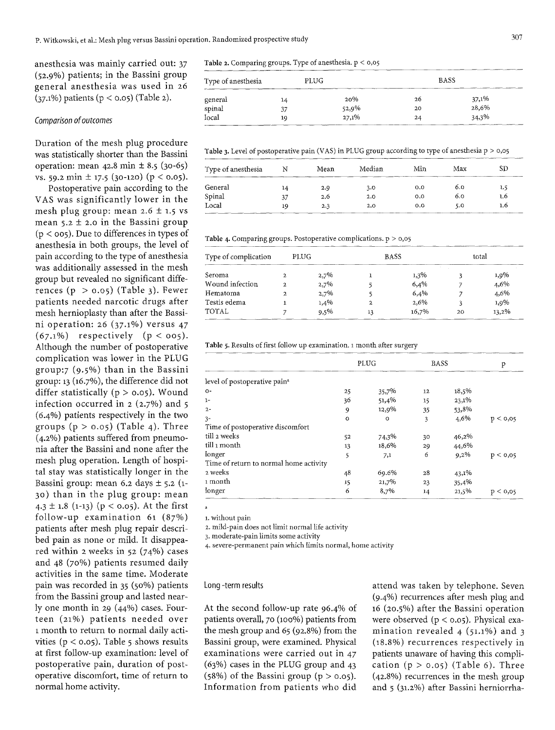anesthesia was mainly carried out: 37 (52.9%) patients; in the Bassini group general anesthesia was used in 26 (37.1%) patients ($p < 0.05$) (Table 2).

### Comparison of outcomes

Duration of the mesh plug procedure was statistically shorter than the Bassini operation: mean 42.8 min ± 8.5 (30-65) vs. 59.2 min ± 17.5 (30-120) ($p < 0.05$).

Postoperative pain according to the VAS was significantly lower in the mesh plug group: mean 2.6 ± 1.5 vs mean 5.2 ± 2.0 in the Bassini group ($p < 005$). Due to differences in types of anesthesia in both groups, the level of pain according to the type of anesthesia was additionally assessed in the mesh group but revealed no significant differences ($p > 0.05$) (Table 3). Fewer patients needed narcotic drugs after mesh hernioplasty than after the Bassini operation: 26 (37.1%) versus 47 (67.1%) respectively ($p < 005$). Although the number of postoperative complication was lower in the PLUG group:7 (9.5%) than in the Bassini group: 13 (16.7%), the difference did not differ statistically ($p > 0.05$). Wound infection occurred in 2 (2.7%) and 5 (6.4%) patients respectively in the two groups ($p > 0.05$) (Table 4). Three (4.2%) patients suffered from pneumonia after the Bassini and none after the mesh plug operation. Length of hospital stay was statistically longer in the Bassini group: mean 6.2 days ± 5.2 (1-30) than in the plug group: mean 4.3 ± 1.8 (1-13) ($p < 0.05$). At the first follow-up examination 61 (87%) patients after mesh plug repair described pain as none or mild. It disappeared within 2 weeks in 52 (74%) cases and 48 (70%) patients resumed daily activities in the same time. Moderate pain was recorded in 35 (50%) patients from the Bassini group and lasted nearly one month in 29 (44%) cases. Fourteen (21%) patients needed over 1 month to return to normal daily activities ($p < 0.05$). Table 5 shows results at first follow-up examination: level of postoperative pain, duration of postoperative discomfort, time of return to normal home activity.

**Table 2.** Comparing groups. Type of anesthesia. $p < 0,05$

| Type of anesthesia | PLUG | | BASS | |
|---|---|---|---|---|
| general | 14 | 20% | 26 | 37,1% |
| spinal | 37 | 52,9% | 20 | 28,6% |
| local | 19 | 27,1% | 24 | 34,3% |

**Table 3.** Level of postoperative pain (VAS) in PLUG group according to type of anesthesia $p > 0,05$

| Type of anesthesia | N | Mean | Median | Min | Max | SD |
|---|---|---|---|---|---|---|
| General | 14 | 2.9 | 3.0 | 0.0 | 6.0 | 1.5 |
| Spinal | 37 | 2.6 | 2.0 | 0.0 | 6.0 | 1.6 |
| Local | 19 | 2.3 | 2.0 | 0.0 | 5.0 | 1.6 |

**Table 4.** Comparing groups. Postoperative complications. $p > 0,05$

| Type of complication | PLUG | | BASS | | total | |
|---|---|---|---|---|---|---|
| Seroma | 2 | 2,7% | 1 | 1,3% | 3 | 1,9% |
| Wound infection | 2 | 2,7% | 5 | 6,4% | 7 | 4,6% |
| Hematoma | 2 | 2,7% | 5 | 6,4% | 7 | 4,6% |
| Testis edema | 1 | 1,4% | 2 | 2,6% | 3 | 1,9% |
| TOTAL | 7 | 9,5% | 13 | 16,7% | 20 | 13,2% |

**Table 5.** Results of first follow up examination. 1 month after surgery

| | PLUG | | BASS | | P |
|---|---|---|---|---|---|
| level of postoperative pain[a] | | | | | |
| 0- | 25 | 35,7% | 12 | 18,5% | |
| 1- | 36 | 51,4% | 15 | 23,1% | |
| 2- | 9 | 12,9% | 35 | 53,8% | |
| 3- | 0 | 0 | 3 | 4,6% | $p < 0,05$ |
| Time of postoperative discomfort | | | | | |
| till 2 weeks | 52 | 74,3% | 30 | 46,2% | |
| till 1 month | 13 | 18,6% | 29 | 44,6% | |
| longer | 5 | 7,1 | 6 | 9,2% | $p < 0,05$ |
| Time of return to normal home activity | | | | | |
| 2 weeks | 48 | 69.6% | 28 | 43,1% | |
| 1 month | 15 | 21,7% | 23 | 35,4% | |
| longer | 6 | 8,7% | 14 | 21,5% | $p < 0,05$ |

[a]
1. without pain
2. mild-pain does not limit normal life activity
3. moderate-pain limits some activity
4. severe-permanent pain which limits normal, home activity

### Long-term results

At the second follow-up rate 96.4% of patients overall, 70 (100%) patients from the mesh group and 65 (92.8%) from the Bassini group, were examined. Physical examinations were carried out in 47 (63%) cases in the PLUG group and 43 (58%) of the Bassini group ($p > 0.05$). Information from patients who did attend was taken by telephone. Seven (9.4%) recurrences after mesh plug and 16 (20.5%) after the Bassini operation were observed ($p < 0.05$). Physical examination revealed 4 (51.1%) and 3 (18.8%) recurrences respectively in patients unaware of having this complication ($p > 0.05$) (Table 6). Three (42.8%) recurrences in the mesh group and 5 (31.2%) after Bassini herniorrha-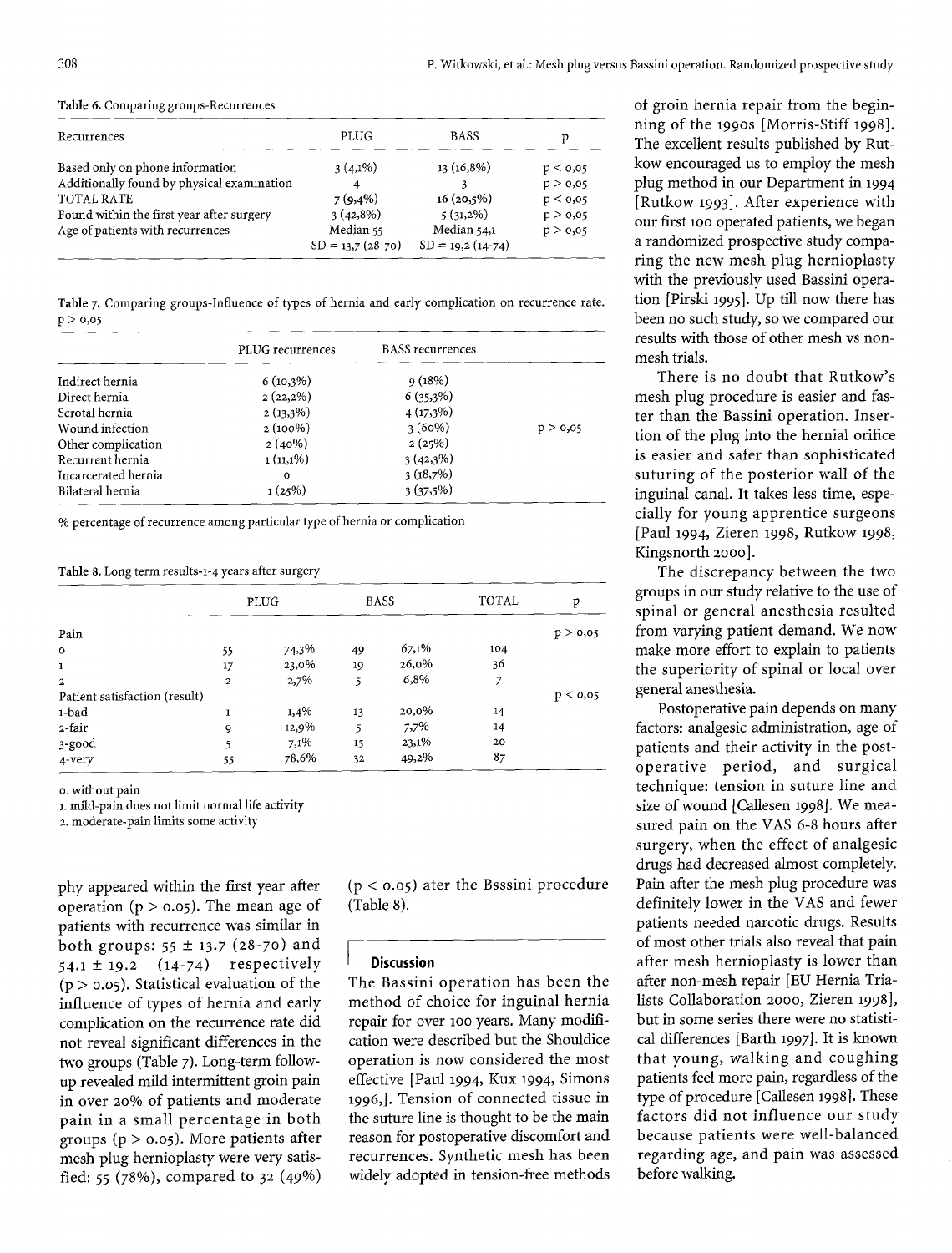Table 6. Comparing groups-Recurrences

| Recurrences | PLUG | BASS | p |
|---|---|---|---|
| Based only on phone information | 3 (4,1%) | 13 (16,8%) | p < 0,05 |
| Additionally found by physical examination | 4 | 3 | p > 0,05 |
| TOTAL RATE | 7 (9,4%) | 16 (20,5%) | p < 0,05 |
| Found within the first year after surgery | 3 (42,8%) | 5 (31,2%) | p > 0,05 |
| Age of patients with recurrences | Median 55 SD = 13,7 (28-70) | Median 54,1 SD = 19,2 (14-74) | p > 0,05 |

Table 7. Comparing groups-Influence of types of hernia and early complication on recurrence rate. p > 0,05

| | PLUG recurrences | BASS recurrences | |
|---|---|---|---|
| Indirect hernia | 6 (10,3%) | 9 (18%) | |
| Direct hernia | 2 (22,2%) | 6 (35,3%) | |
| Scrotal hernia | 2 (13,3%) | 4 (17,3%) | |
| Wound infection | 2 (100%) | 3 (60%) | p > 0,05 |
| Other complication | 2 (40%) | 2 (25%) | |
| Recurrent hernia | 1 (11,1%) | 3 (42,3%) | |
| Incarcerated hernia | 0 | 3 (18,7%) | |
| Bilateral hernia | 1 (25%) | 3 (37,5%) | |

% percentage of recurrence among particular type of hernia or complication

Table 8. Long term results-1-4 years after surgery

| | PLUG | | BASS | | TOTAL | p |
|---|---|---|---|---|---|---|
| Pain | | | | | | p > 0,05 |
| 0 | 55 | 74,3% | 49 | 67,1% | 104 | |
| 1 | 17 | 23,0% | 19 | 26,0% | 36 | |
| 2 | 2 | 2,7% | 5 | 6,8% | 7 | |
| Patient satisfaction (result) | | | | | | p < 0,05 |
| 1-bad | 1 | 1,4% | 13 | 20,0% | 14 | |
| 2-fair | 9 | 12,9% | 5 | 7,7% | 14 | |
| 3-good | 5 | 7,1% | 15 | 23,1% | 20 | |
| 4-very | 55 | 78,6% | 32 | 49,2% | 87 | |

0. without pain
1. mild-pain does not limit normal life activity
2. moderate-pain limits some activity

phy appeared within the first year after operation ($p > 0.05$). The mean age of patients with recurrence was similar in both groups: 55 ± 13.7 (28-70) and 54.1 ± 19.2 (14-74) respectively ($p > 0.05$). Statistical evaluation of the influence of types of hernia and early complication on the recurrence rate did not reveal significant differences in the two groups (Table 7). Long-term follow-up revealed mild intermittent groin pain in over 20% of patients and moderate pain in a small percentage in both groups ($p > 0.05$). More patients after mesh plug hernioplasty were very satisfied: 55 (78%), compared to 32 (49%) ($p < 0.05$) ater the Bsssini procedure (Table 8).

## Discussion

The Bassini operation has been the method of choice for inguinal hernia repair for over 100 years. Many modification were described but the Shouldice operation is now considered the most effective [Paul 1994, Kux 1994, Simons 1996,]. Tension of connected tissue in the suture line is thought to be the main reason for postoperative discomfort and recurrences. Synthetic mesh has been widely adopted in tension-free methods of groin hernia repair from the beginning of the 1990s [Morris-Stiff 1998]. The excellent results published by Rutkow encouraged us to employ the mesh plug method in our Department in 1994 [Rutkow 1993]. After experience with our first 100 operated patients, we began a randomized prospective study comparing the new mesh plug hernioplasty with the previously used Bassini operation [Pirski 1995]. Up till now there has been no such study, so we compared our results with those of other mesh vs non-mesh trials.

There is no doubt that Rutkow's mesh plug procedure is easier and faster than the Bassini operation. Insertion of the plug into the hernial orifice is easier and safer than sophisticated suturing of the posterior wall of the inguinal canal. It takes less time, especially for young apprentice surgeons [Paul 1994, Zieren 1998, Rutkow 1998, Kingsnorth 2000].

The discrepancy between the two groups in our study relative to the use of spinal or general anesthesia resulted from varying patient demand. We now make more effort to explain to patients the superiority of spinal or local over general anesthesia.

Postoperative pain depends on many factors: analgesic administration, age of patients and their activity in the postoperative period, and surgical technique: tension in suture line and size of wound [Callesen 1998]. We measured pain on the VAS 6-8 hours after surgery, when the effect of analgesic drugs had decreased almost completely. Pain after the mesh plug procedure was definitely lower in the VAS and fewer patients needed narcotic drugs. Results of most other trials also reveal that pain after mesh hernioplasty is lower than after non-mesh repair [EU Hernia Trialists Collaboration 2000, Zieren 1998], but in some series there were no statistical differences [Barth 1997]. It is known that young, walking and coughing patients feel more pain, regardless of the type of procedure [Callesen 1998]. These factors did not influence our study because patients were well-balanced regarding age, and pain was assessed before walking.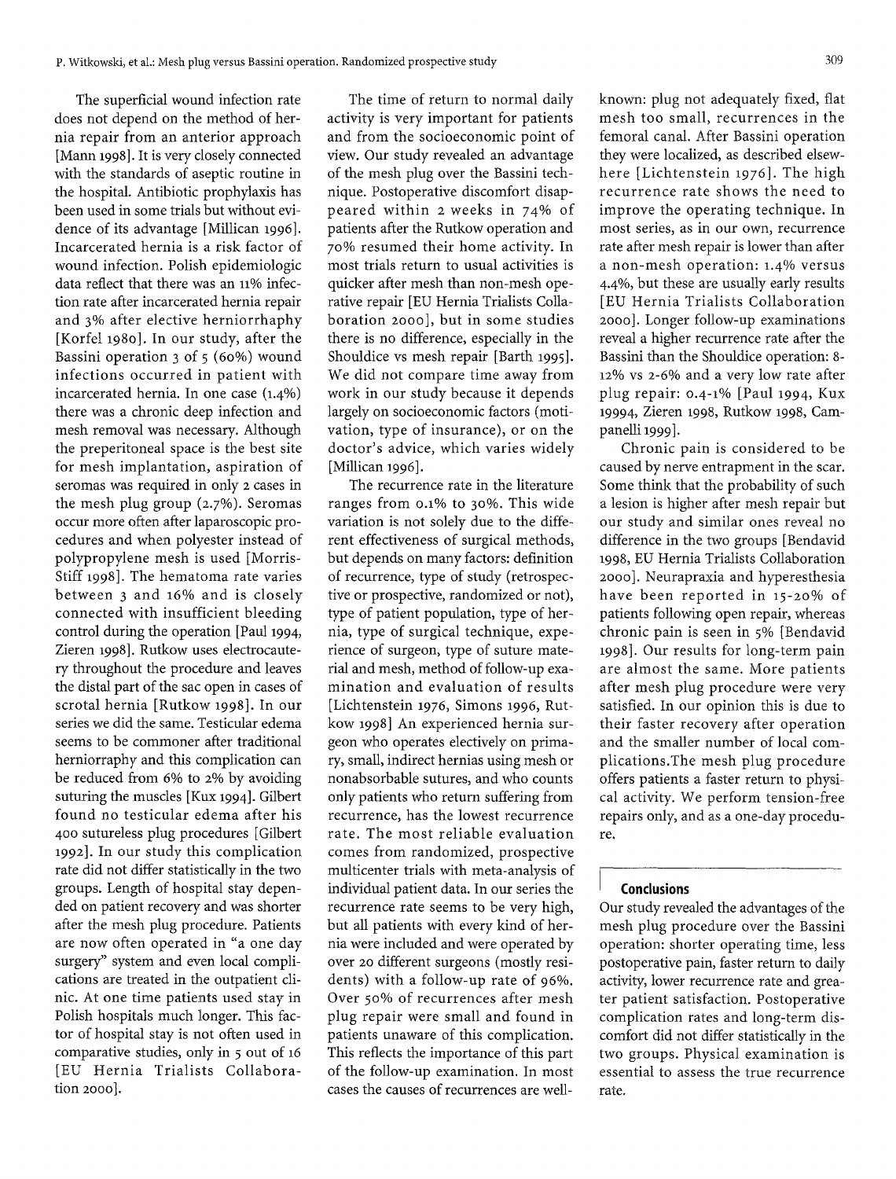The superficial wound infection rate does not depend on the method of hernia repair from an anterior approach [Mann 1998]. It is very closely connected with the standards of aseptic routine in the hospital. Antibiotic prophylaxis has been used in some trials but without evidence of its advantage [Millican 1996]. Incarcerated hernia is a risk factor of wound infection. Polish epidemiologic data reflect that there was an 11% infection rate after incarcerated hernia repair and 3% after elective herniorrhaphy [Korfel 1980]. In our study, after the Bassini operation 3 of 5 (60%) wound infections occurred in patient with incarcerated hernia. In one case (1.4%) there was a chronic deep infection and mesh removal was necessary. Although the preperitoneal space is the best site for mesh implantation, aspiration of seromas was required in only 2 cases in the mesh plug group (2.7%). Seromas occur more often after laparoscopic procedures and when polyester instead of polypropylene mesh is used [Morris-Stiff 1998]. The hematoma rate varies between 3 and 16% and is closely connected with insufficient bleeding control during the operation [Paul 1994, Zieren 1998]. Rutkow uses electrocautery throughout the procedure and leaves the distal part of the sac open in cases of scrotal hernia [Rutkow 1998]. In our series we did the same. Testicular edema seems to be commoner after traditional herniorrhaphy and this complication can be reduced from 6% to 2% by avoiding suturing the muscles [Kux 1994]. Gilbert found no testicular edema after his 400 sutureless plug procedures [Gilbert 1992]. In our study this complication rate did not differ statistically in the two groups. Length of hospital stay depended on patient recovery and was shorter after the mesh plug procedure. Patients are now often operated in "a one day surgery" system and even local complications are treated in the outpatient clinic. At one time patients used stay in Polish hospitals much longer. This factor of hospital stay is not often used in comparative studies, only in 5 out of 16 [EU Hernia Trialists Collaboration 2000].

The time of return to normal daily activity is very important for patients and from the socioeconomic point of view. Our study revealed an advantage of the mesh plug over the Bassini technique. Postoperative discomfort disappeared within 2 weeks in 74% of patients after the Rutkow operation and 70% resumed their home activity. In most trials return to usual activities is quicker after mesh than non-mesh operative repair [EU Hernia Trialists Collaboration 2000], but in some studies there is no difference, especially in the Shouldice vs mesh repair [Barth 1995]. We did not compare time away from work in our study because it depends largely on socioeconomic factors (motivation, type of insurance), or on the doctor's advice, which varies widely [Millican 1996].

The recurrence rate in the literature ranges from 0.1% to 30%. This wide variation is not solely due to the different effectiveness of surgical methods, but depends on many factors: definition of recurrence, type of study (retrospective or prospective, randomized or not), type of patient population, type of hernia, type of surgical technique, experience of surgeon, type of suture material and mesh, method of follow-up examination and evaluation of results [Lichtenstein 1976, Simons 1996, Rutkow 1998] An experienced hernia surgeon who operates electively on primary, small, indirect hernias using mesh or nonabsorbable sutures, and who counts only patients who return suffering from recurrence, has the lowest recurrence rate. The most reliable evaluation comes from randomized, prospective multicenter trials with meta-analysis of individual patient data. In our series the recurrence rate seems to be very high, but all patients with every kind of hernia were included and were operated by over 20 different surgeons (mostly residents) with a follow-up rate of 96%. Over 50% of recurrences after mesh plug repair were small and found in patients unaware of this complication. This reflects the importance of this part of the follow-up examination. In most cases the causes of recurrences are well-known: plug not adequately fixed, flat mesh too small, recurrences in the femoral canal. After Bassini operation they were localized, as described elsewhere [Lichtenstein 1976]. The high recurrence rate shows the need to improve the operating technique. In most series, as in our own, recurrence rate after mesh repair is lower than after a non-mesh operation: 1.4% versus 4.4%, but these are usually early results [EU Hernia Trialists Collaboration 2000]. Longer follow-up examinations reveal a higher recurrence rate after the Bassini than the Shouldice operation: 8-12% vs 2-6% and a very low rate after plug repair: 0.4-1% [Paul 1994, Kux 19994, Zieren 1998, Rutkow 1998, Campanelli 1999].

Chronic pain is considered to be caused by nerve entrapment in the scar. Some think that the probability of such a lesion is higher after mesh repair but our study and similar ones reveal no difference in the two groups [Bendavid 1998, EU Hernia Trialists Collaboration 2000]. Neurapraxia and hyperesthesia have been reported in 15-20% of patients following open repair, whereas chronic pain is seen in 5% [Bendavid 1998]. Our results for long-term pain are almost the same. More patients after mesh plug procedure were very satisfied. In our opinion this is due to their faster recovery after operation and the smaller number of local complications.The mesh plug procedure offers patients a faster return to physical activity. We perform tension-free repairs only, and as a one-day procedure.

## Conclusions

Our study revealed the advantages of the mesh plug procedure over the Bassini operation: shorter operating time, less postoperative pain, faster return to daily activity, lower recurrence rate and greater patient satisfaction. Postoperative complication rates and long-term discomfort did not differ statistically in the two groups. Physical examination is essential to assess the true recurrence rate.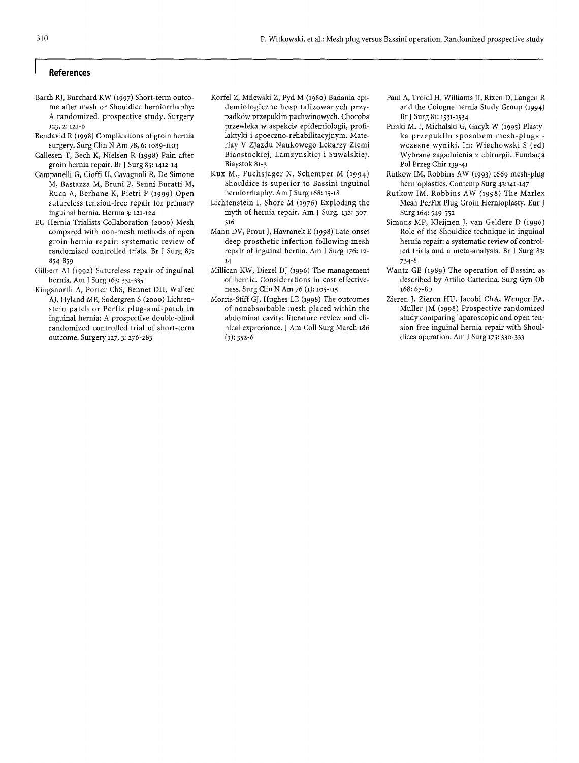## References

Barth RJ, Burchard KW (1997) Short-term outcome after mesh or Shouldice herniorrhaphy: A randomized, prospective study. Surgery 123, 2: 121-6

Bendavid R (1998) Complications of groin hernia surgery. Surg Clin N Am 78, 6: 1089-1103

Callesen T, Bech K, Nielsen R (1998) Pain after groin hernia repair. Br J Surg 85: 1412-14

Campanelli G, Cioffi U, Cavagnoli R, De Simone M, Bastazza M, Bruni P, Senni Buratti M, Ruca A, Berhane K, Pietri P (1999) Open sutureless tension-free repair for primary inguinal hernia. Hernia 3: 121-124

EU Hernia Trialists Collaboration (2000) Mesh compared with non-mesh methods of open groin hernia repair: systematic review of randomized controlled trials. Br J Surg 87: 854-859

Gilbert AI (1992) Sutureless repair of inguinal hernia. Am J Surg 163: 331-335

Kingsnorth A, Porter ChS, Bennet DH, Walker AJ, Hyland ME, Sodergren S (2000) Lichtenstein patch or Perfix plug-and-patch in inguinal hernia: A prospective double-blind randomized controlled trial of short-term outcome. Surgery 127, 3: 276-283

Korfel Z, Milewski Z, Pyd M (1980) Badania epidemiologiczne hospitalizowanych przypadków przepuklin pachwinowych. Choroba przewleka w aspekcie epidemiologii, profilaktyki i spoeczno-rehabilitacyjnym. Materiay V Zjazdu Naukowego Lekarzy Ziemi Biaostockiej, Lamzynskiej i Suwalskiej. Biaystok 81-3

Kux M., Fuchsjager N, Schemper M (1994) Shouldice is superior to Bassini inguinal herniorrhaphy. Am J Surg 168: 15-18

Lichtenstein I, Shore M (1976) Exploding the myth of hernia repair. Am J Surg. 132: 307-316

Mann DV, Prout J, Havranek E (1998) Late-onset deep prosthetic infection following mesh repair of inguinal hernia. Am J Surg 176: 12-14

Millican KW, Diezel DJ (1996) The management of hernia. Considerations in cost effectiveness. Surg Clin N Am 76 (1): 105-115

Morris-Stiff GJ, Hughes LE (1998) The outcomes of nonabsorbable mesh placed within the abdominal cavity: literature review and clinical expreriance. J Am Coll Surg March 186 (3): 352-6

Paul A, Troidl H, Williams JI, Rixen D, Langen R and the Cologne hernia Study Group (1994) Br J Surg 81: 1531-1534

Pirski M. I, Michalski G, Gacyk W (1995) Plastyka przepuklin sposobem mesh-plug« - wczesne wyniki. In: Wiechowski S (ed) Wybrane zagadnienia z chirurgii. Fundacja Pol Przeg Chir 139-41

Rutkow IM, Robbins AW (1993) 1669 mesh-plug hernioplasties. Contemp Surg 43:141-147

Rutkow IM. Robbins AW (1998) The Marlex Mesh PerFix Plug Groin Hernioplasty. Eur J Surg 164: 549-552

Simons MP, Kleijnen J, van Geldere D (1996) Role of the Shouldice technique in inguinal hernia repair: a systematic review of controlled trials and a meta-analysis. Br J Surg 83: 734-8

Wantz GE (1989) The operation of Bassini as described by Attilio Catterina. Surg Gyn Ob 168: 67-80

Zieren J, Zieren HU, Jacobi ChA, Wenger FA, Muller JM (1998) Prospective randomized study comparing laparoscopic and open tension-free inguinal hernia repair with Shouldices operation. Am J Surg 175: 330-333